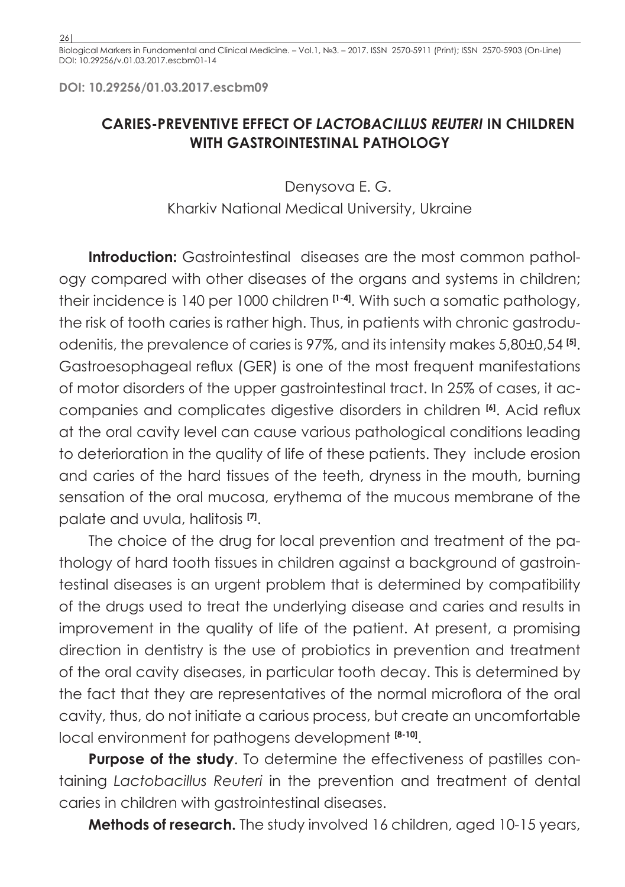**DOI: 10.29256/01.03.2017.escbm09**

# CARIES-PREVENTIVE EFFECT OF *LACTOBACILLUS REUTERI* IN CHILDREN WITH GASTROINTESTINAL PATHOLOGY

Denysova E. G.
Kharkiv National Medical University, Ukraine

**Introduction:** Gastrointestinal diseases are the most common pathology compared with other diseases of the organs and systems in children; their incidence is 140 per 1000 children [1-4]. With such a somatic pathology, the risk of tooth caries is rather high. Thus, in patients with chronic gastroduodenitis, the prevalence of caries is 97%, and its intensity makes 5,80±0,54 [5]. Gastroesophageal reflux (GER) is one of the most frequent manifestations of motor disorders of the upper gastrointestinal tract. In 25% of cases, it accompanies and complicates digestive disorders in children [6]. Acid reflux at the oral cavity level can cause various pathological conditions leading to deterioration in the quality of life of these patients. They include erosion and caries of the hard tissues of the teeth, dryness in the mouth, burning sensation of the oral mucosa, erythema of the mucous membrane of the palate and uvula, halitosis [7].

The choice of the drug for local prevention and treatment of the pathology of hard tooth tissues in children against a background of gastrointestinal diseases is an urgent problem that is determined by compatibility of the drugs used to treat the underlying disease and caries and results in improvement in the quality of life of the patient. At present, a promising direction in dentistry is the use of probiotics in prevention and treatment of the oral cavity diseases, in particular tooth decay. This is determined by the fact that they are representatives of the normal microflora of the oral cavity, thus, do not initiate a carious process, but create an uncomfortable local environment for pathogens development [8-10].

**Purpose of the study**. To determine the effectiveness of pastilles containing *Lactobacillus Reuteri* in the prevention and treatment of dental caries in children with gastrointestinal diseases.

**Methods of research.** The study involved 16 children, aged 10-15 years,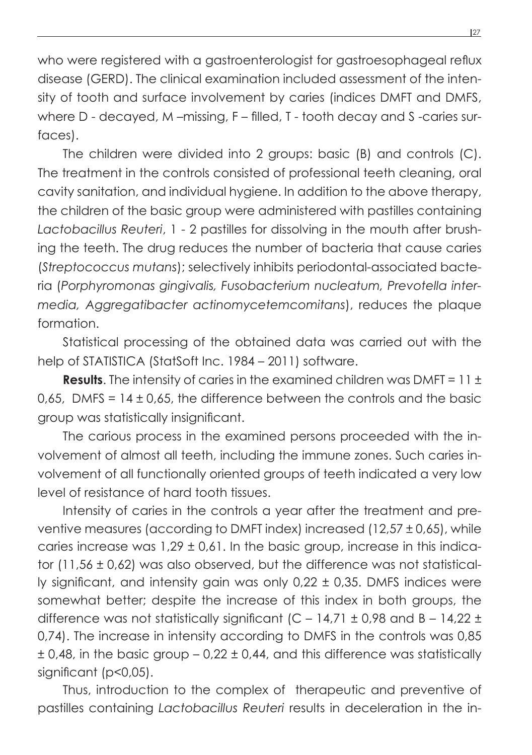who were registered with a gastroenterologist for gastroesophageal reflux disease (GERD). The clinical examination included assessment of the intensity of tooth and surface involvement by caries (indices DMFT and DMFS, where D - decayed, M –missing, F – filled, T - tooth decay and S -caries surfaces).

The children were divided into 2 groups: basic (B) and controls (C). The treatment in the controls consisted of professional teeth cleaning, oral cavity sanitation, and individual hygiene. In addition to the above therapy, the children of the basic group were administered with pastilles containing *Lactobacillus Reuteri*, 1 - 2 pastilles for dissolving in the mouth after brushing the teeth. The drug reduces the number of bacteria that cause caries (*Streptococcus mutans*); selectively inhibits periodontal-associated bacteria (*Porphyromonas gingivalis, Fusobacterium nucleatum, Prevotella intermedia, Aggregatibacter actinomycetemcomitans*), reduces the plaque formation.

Statistical processing of the obtained data was carried out with the help of STATISTICA (StatSoft Inc. 1984 – 2011) software.

**Results**. The intensity of caries in the examined children was DMFT = 11 ± 0,65, DMFS = 14 ± 0,65, the difference between the controls and the basic group was statistically insignificant.

The carious process in the examined persons proceeded with the involvement of almost all teeth, including the immune zones. Such caries involvement of all functionally oriented groups of teeth indicated a very low level of resistance of hard tooth tissues.

Intensity of caries in the controls a year after the treatment and preventive measures (according to DMFT index) increased (12,57 ± 0,65), while caries increase was 1,29 ± 0,61. In the basic group, increase in this indicator (11,56 ± 0,62) was also observed, but the difference was not statistically significant, and intensity gain was only 0,22 ± 0,35. DMFS indices were somewhat better; despite the increase of this index in both groups, the difference was not statistically significant (C – 14,71 ± 0,98 and B – 14,22 ± 0,74). The increase in intensity according to DMFS in the controls was 0,85 ± 0,48, in the basic group – 0,22 ± 0,44, and this difference was statistically significant ($p<0,05$).

Thus, introduction to the complex of therapeutic and preventive of pastilles containing *Lactobacillus Reuteri* results in deceleration in the in-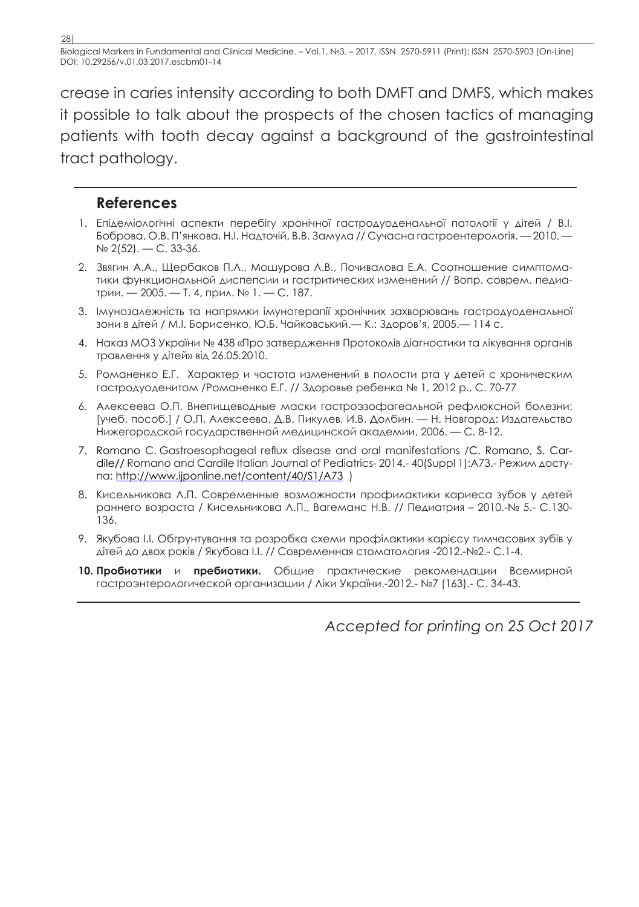crease in caries intensity according to both DMFT and DMFS, which makes it possible to talk about the prospects of the chosen tactics of managing patients with tooth decay against a background of the gastrointestinal tract pathology.

## References

1. Епідеміологічні аспекти перебігу хронічної гастродуоденальної патології у дітей / В.І. Боброва, О.В. П'янкова, Н.І. Надточій, В.В. Замула // Сучасна гастроентерологія. — 2010. — № 2(52). — С. 33-36.
2. Звягин А.А., Щербаков П.Л., Мошурова Л.В., Почивалова Е.А. Соотношение симптоматики функциональной диспепсии и гастритических изменений // Вопр. соврем. педиатрии. — 2005. — Т. 4, прил. № 1. — С. 187.
3. Імунозалежність та напрямки імунотерапії хронічних захворювань гастродуоденальної зони в дітей / М.І. Борисенко, Ю.Б. Чайковський.— К.: Здоров'я, 2005.— 114 с.
4. Наказ МОЗ України № 438 «Про затвердження Протоколів діагностики та лікування органів травлення у дітей» від 26.05.2010.
5. Романенко Е.Г. Характер и частота изменений в полости рта у детей с хроническим гастродуоденитом /Романенко Е.Г. // Здоровье ребенка № 1, 2012 р., С. 70-77
6. Алексеева О.П. Внепищеводные маски гастроэзофагеальной рефлюксной болезни: [учеб. пособ.] / О.П. Алексеева, Д.В. Пикулев, И.В. Долбин. — Н. Новгород: Издательство Нижегородской государственной медицинской академии, 2006. — С. 8-12.
7. Romano C. Gastroesophageal reflux disease and oral manifestations /C. Romano, S. Cardile// Romano and Cardile Italian Journal of Pediatrics- 2014.- 40(Suppl 1):A73.- Режим доступа: http://www.ijponline.net/content/40/S1/A73 )
8. Кисельникова Л.П. Современные возможности профилактики кариеса зубов у детей раннего возраста / Кисельникова Л.П., Вагеманс Н.В. // Педиатрия – 2010.-№ 5.- С.130-136.
9. Якубова І.І. Обгрунтування та розробка схеми профілактики карієсу тимчасових зубів у дітей до двох років / Якубова І.І. // Современная стоматология -2012.-№2.- С.1-4.
10. **Пробиотики** и **пребиотики.** Общие практические рекомендации Всемирной гастроэнтерологической организации / Ліки України.-2012.- №7 (163).- С. 34-43.

*Accepted for printing on 25 Oct 2017*